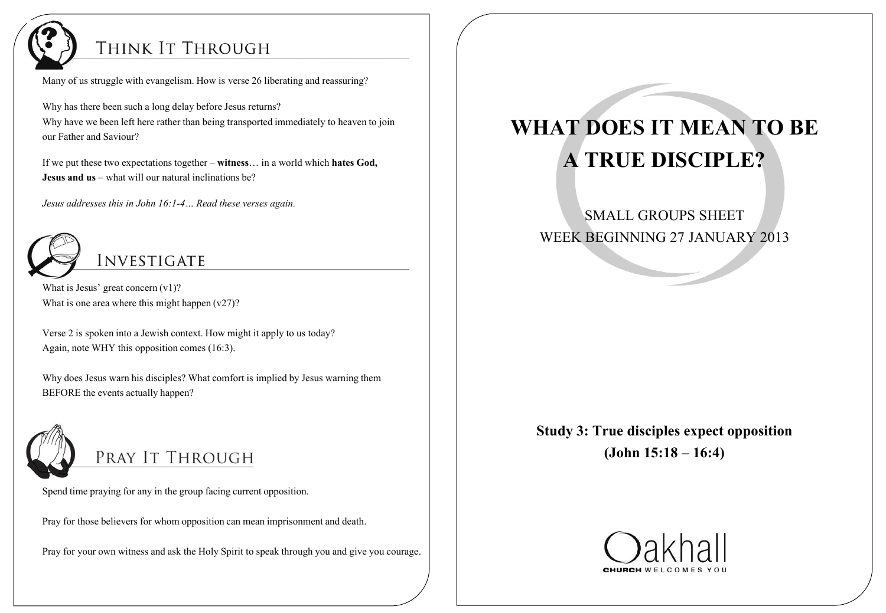## Think It Through

Many of us struggle with evangelism. How is verse 26 liberating and reassuring?

Why has there been such a long delay before Jesus returns?
Why have we been left here rather than being transported immediately to heaven to join our Father and Saviour?

If we put these two expectations together – **witness**… in a world which **hates God, Jesus and us** – what will our natural inclinations be?

*Jesus addresses this in John 16:1-4… Read these verses again.*

## Investigate

What is Jesus' great concern (v1)?
What is one area where this might happen (v27)?

Verse 2 is spoken into a Jewish context. How might it apply to us today?
Again, note WHY this opposition comes (16:3).

Why does Jesus warn his disciples? What comfort is implied by Jesus warning them BEFORE the events actually happen?

## Pray It Through

Spend time praying for any in the group facing current opposition.

Pray for those believers for whom opposition can mean imprisonment and death.

Pray for your own witness and ask the Holy Spirit to speak through you and give you courage.

# WHAT DOES IT MEAN TO BE A TRUE DISCIPLE?

SMALL GROUPS SHEET
WEEK BEGINNING 27 JANUARY 2013

**Study 3: True disciples expect opposition**
**(John 15:18 – 16:4)**

Oakhall
CHURCH WELCOMES YOU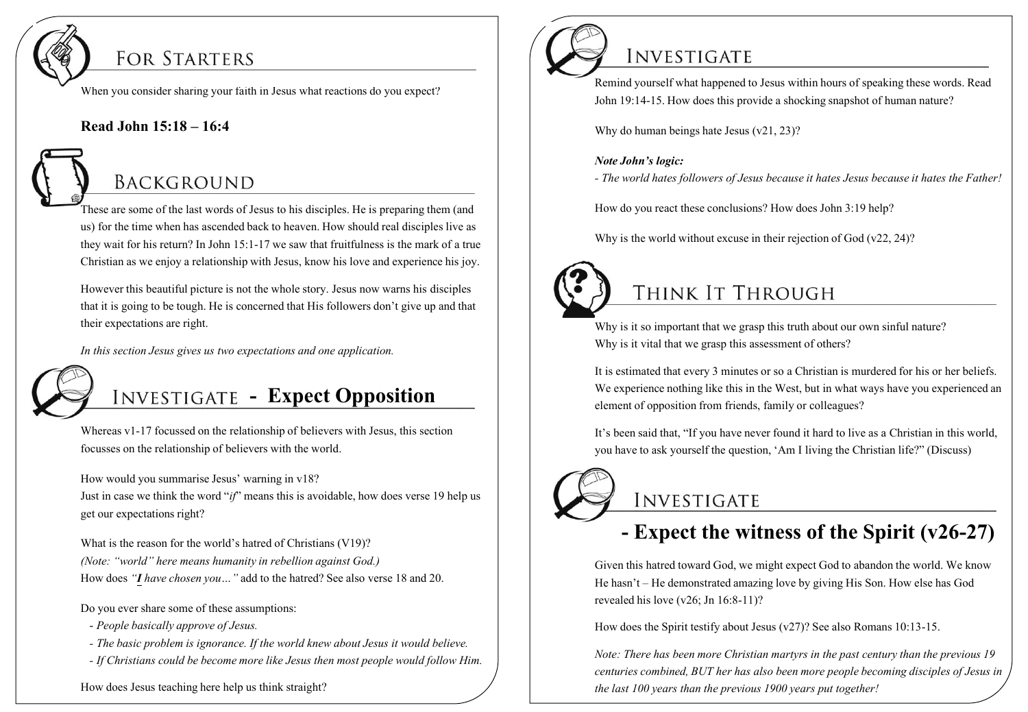## For Starters

When you consider sharing your faith in Jesus what reactions do you expect?

**Read John 15:18 – 16:4**

## Background

These are some of the last words of Jesus to his disciples. He is preparing them (and us) for the time when has ascended back to heaven. How should real disciples live as they wait for his return? In John 15:1-17 we saw that fruitfulness is the mark of a true Christian as we enjoy a relationship with Jesus, know his love and experience his joy.

However this beautiful picture is not the whole story. Jesus now warns his disciples that it is going to be tough. He is concerned that His followers don't give up and that their expectations are right.

*In this section Jesus gives us two expectations and one application.*

## Investigate - **Expect Opposition**

Whereas v1-17 focussed on the relationship of believers with Jesus, this section focusses on the relationship of believers with the world.

How would you summarise Jesus' warning in v18?
Just in case we think the word "*if*" means this is avoidable, how does verse 19 help us get our expectations right?

What is the reason for the world's hatred of Christians (V19)?
*(Note: "world" here means humanity in rebellion against God.)*
How does *"**I** have chosen you…"* add to the hatred? See also verse 18 and 20.

Do you ever share some of these assumptions:

- *People basically approve of Jesus.*
- *The basic problem is ignorance. If the world knew about Jesus it would believe.*
- *If Christians could be become more like Jesus then most people would follow Him.*

How does Jesus teaching here help us think straight?

## Investigate

Remind yourself what happened to Jesus within hours of speaking these words. Read John 19:14-15. How does this provide a shocking snapshot of human nature?

Why do human beings hate Jesus (v21, 23)?

***Note John's logic:***
*- The world hates followers of Jesus because it hates Jesus because it hates the Father!*

How do you react these conclusions? How does John 3:19 help?

Why is the world without excuse in their rejection of God (v22, 24)?

## Think It Through

Why is it so important that we grasp this truth about our own sinful nature?
Why is it vital that we grasp this assessment of others?

It is estimated that every 3 minutes or so a Christian is murdered for his or her beliefs. We experience nothing like this in the West, but in what ways have you experienced an element of opposition from friends, family or colleagues?

It's been said that, "If you have never found it hard to live as a Christian in this world, you have to ask yourself the question, 'Am I living the Christian life?" (Discuss)

## Investigate

## **- Expect the witness of the Spirit (v26-27)**

Given this hatred toward God, we might expect God to abandon the world. We know He hasn't – He demonstrated amazing love by giving His Son. How else has God revealed his love (v26; Jn 16:8-11)?

How does the Spirit testify about Jesus (v27)? See also Romans 10:13-15.

*Note: There has been more Christian martyrs in the past century than the previous 19 centuries combined, BUT her has also been more people becoming disciples of Jesus in the last 100 years than the previous 1900 years put together!*